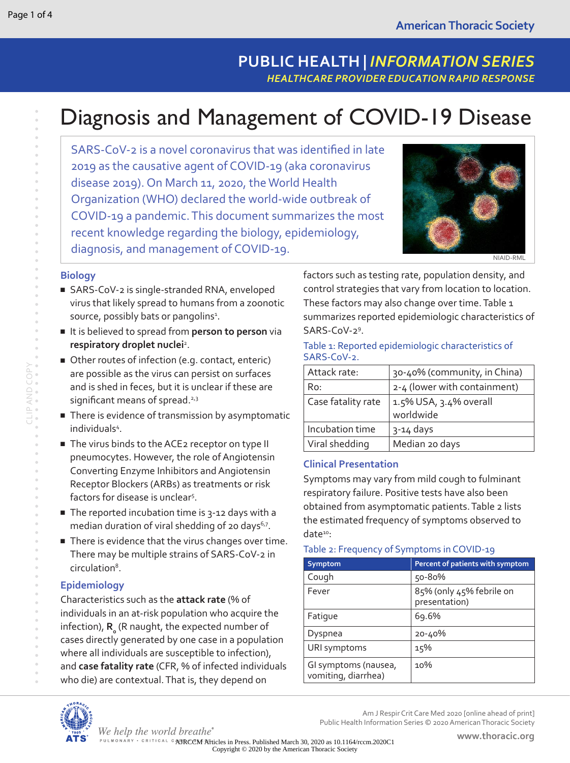# Diagnosis and Management of COVID-19 Disease

SARS-CoV-2 is a novel coronavirus that was identified in late 2019 as the causative agent of COVID-19 (aka coronavirus disease 2019). On March 11, 2020, the World Health Organization (WHO) declared the world-wide outbreak of COVID-19 a pandemic. This document summarizes the most recent knowledge regarding the biology, epidemiology, diagnosis, and management of COVID-19.

NIAID-RML

## Biology

- SARS-CoV-2 is single-stranded RNA, enveloped virus that likely spread to humans from a zoonotic source, possibly bats or pangolins[1].
- It is believed to spread from **person to person** via **respiratory droplet nuclei**[2].
- Other routes of infection (e.g. contact, enteric) are possible as the virus can persist on surfaces and is shed in feces, but it is unclear if these are significant means of spread.[2,3]
- There is evidence of transmission by asymptomatic individuals[4].
- The virus binds to the ACE2 receptor on type II pneumocytes. However, the role of Angiotensin Converting Enzyme Inhibitors and Angiotensin Receptor Blockers (ARBs) as treatments or risk factors for disease is unclear[5].
- The reported incubation time is 3-12 days with a median duration of viral shedding of 20 days[6,7].
- There is evidence that the virus changes over time. There may be multiple strains of SARS-CoV-2 in circulation[8].

## Epidemiology

Characteristics such as the **attack rate** (% of individuals in an at-risk population who acquire the infection), **$R_o$** (R naught, the expected number of cases directly generated by one case in a population where all individuals are susceptible to infection), and **case fatality rate** (CFR, % of infected individuals who die) are contextual. That is, they depend on factors such as testing rate, population density, and control strategies that vary from location to location. These factors may also change over time. Table 1 summarizes reported epidemiologic characteristics of SARS-CoV-2[9].

Table 1: Reported epidemiologic characteristics of SARS-CoV-2.

| | |
|---|---|
| Attack rate: | 30-40% (community, in China) |
| Ro: | 2-4 (lower with containment) |
| Case fatality rate | 1.5% USA, 3.4% overall worldwide |
| Incubation time | 3-14 days |
| Viral shedding | Median 20 days |

## Clinical Presentation

Symptoms may vary from mild cough to fulminant respiratory failure. Positive tests have also been obtained from asymptomatic patients. Table 2 lists the estimated frequency of symptoms observed to date[10]:

Table 2: Frequency of Symptoms in COVID-19

| Symptom | Percent of patients with symptom |
|---|---|
| Cough | 50-80% |
| Fever | 85% (only 45% febrile on presentation) |
| Fatigue | 69.6% |
| Dyspnea | 20-40% |
| URI symptoms | 15% |
| GI symptoms (nausea, vomiting, diarrhea) | 10% |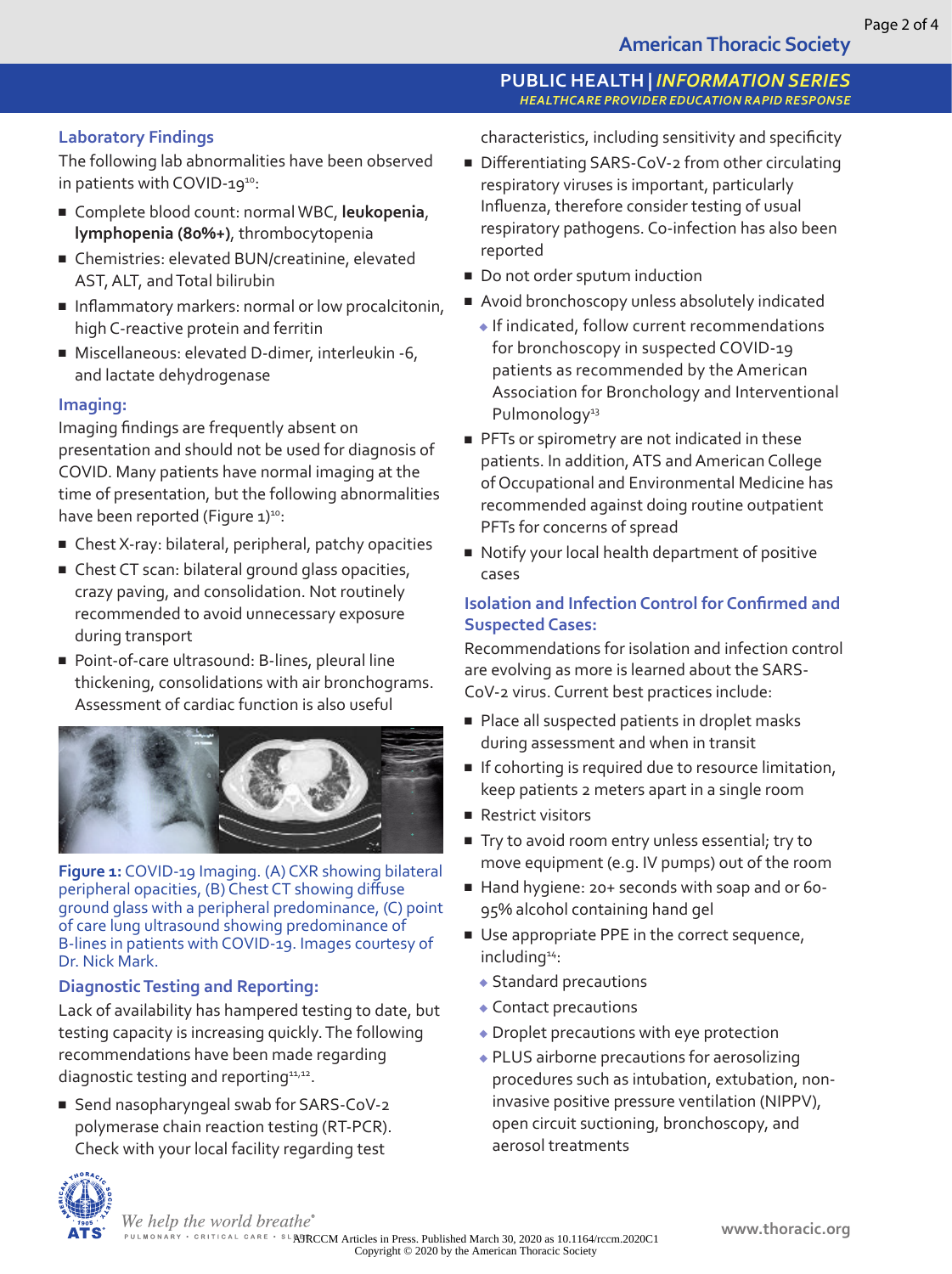### Laboratory Findings

The following lab abnormalities have been observed in patients with COVID-19[10]:

- Complete blood count: normal WBC, **leukopenia**, **lymphopenia (80%+)**, thrombocytopenia
- Chemistries: elevated BUN/creatinine, elevated AST, ALT, and Total bilirubin
- Inflammatory markers: normal or low procalcitonin, high C-reactive protein and ferritin
- Miscellaneous: elevated D-dimer, interleukin -6, and lactate dehydrogenase

### Imaging:

Imaging findings are frequently absent on presentation and should not be used for diagnosis of COVID. Many patients have normal imaging at the time of presentation, but the following abnormalities have been reported (Figure 1)[10]:

- Chest X-ray: bilateral, peripheral, patchy opacities
- Chest CT scan: bilateral ground glass opacities, crazy paving, and consolidation. Not routinely recommended to avoid unnecessary exposure during transport
- Point-of-care ultrasound: B-lines, pleural line thickening, consolidations with air bronchograms. Assessment of cardiac function is also useful

**Figure 1:** COVID-19 Imaging. (A) CXR showing bilateral peripheral opacities, (B) Chest CT showing diffuse ground glass with a peripheral predominance, (C) point of care lung ultrasound showing predominance of B-lines in patients with COVID-19. Images courtesy of Dr. Nick Mark.

### Diagnostic Testing and Reporting:

Lack of availability has hampered testing to date, but testing capacity is increasing quickly. The following recommendations have been made regarding diagnostic testing and reporting[11,12].

- Send nasopharyngeal swab for SARS-CoV-2 polymerase chain reaction testing (RT-PCR). Check with your local facility regarding test characteristics, including sensitivity and specificity
- Differentiating SARS-CoV-2 from other circulating respiratory viruses is important, particularly Influenza, therefore consider testing of usual respiratory pathogens. Co-infection has also been reported
- Do not order sputum induction
- Avoid bronchoscopy unless absolutely indicated
  - If indicated, follow current recommendations for bronchoscopy in suspected COVID-19 patients as recommended by the American Association for Bronchology and Interventional Pulmonology[13]
- PFTs or spirometry are not indicated in these patients. In addition, ATS and American College of Occupational and Environmental Medicine has recommended against doing routine outpatient PFTs for concerns of spread
- Notify your local health department of positive cases

### Isolation and Infection Control for Confirmed and Suspected Cases:

Recommendations for isolation and infection control are evolving as more is learned about the SARS-CoV-2 virus. Current best practices include:

- Place all suspected patients in droplet masks during assessment and when in transit
- If cohorting is required due to resource limitation, keep patients 2 meters apart in a single room
- Restrict visitors
- Try to avoid room entry unless essential; try to move equipment (e.g. IV pumps) out of the room
- Hand hygiene: 20+ seconds with soap and or 60-95% alcohol containing hand gel
- Use appropriate PPE in the correct sequence, including[14]:
  - Standard precautions
  - Contact precautions
  - Droplet precautions with eye protection
  - PLUS airborne precautions for aerosolizing procedures such as intubation, extubation, non-invasive positive pressure ventilation (NIPPV), open circuit suctioning, bronchoscopy, and aerosol treatments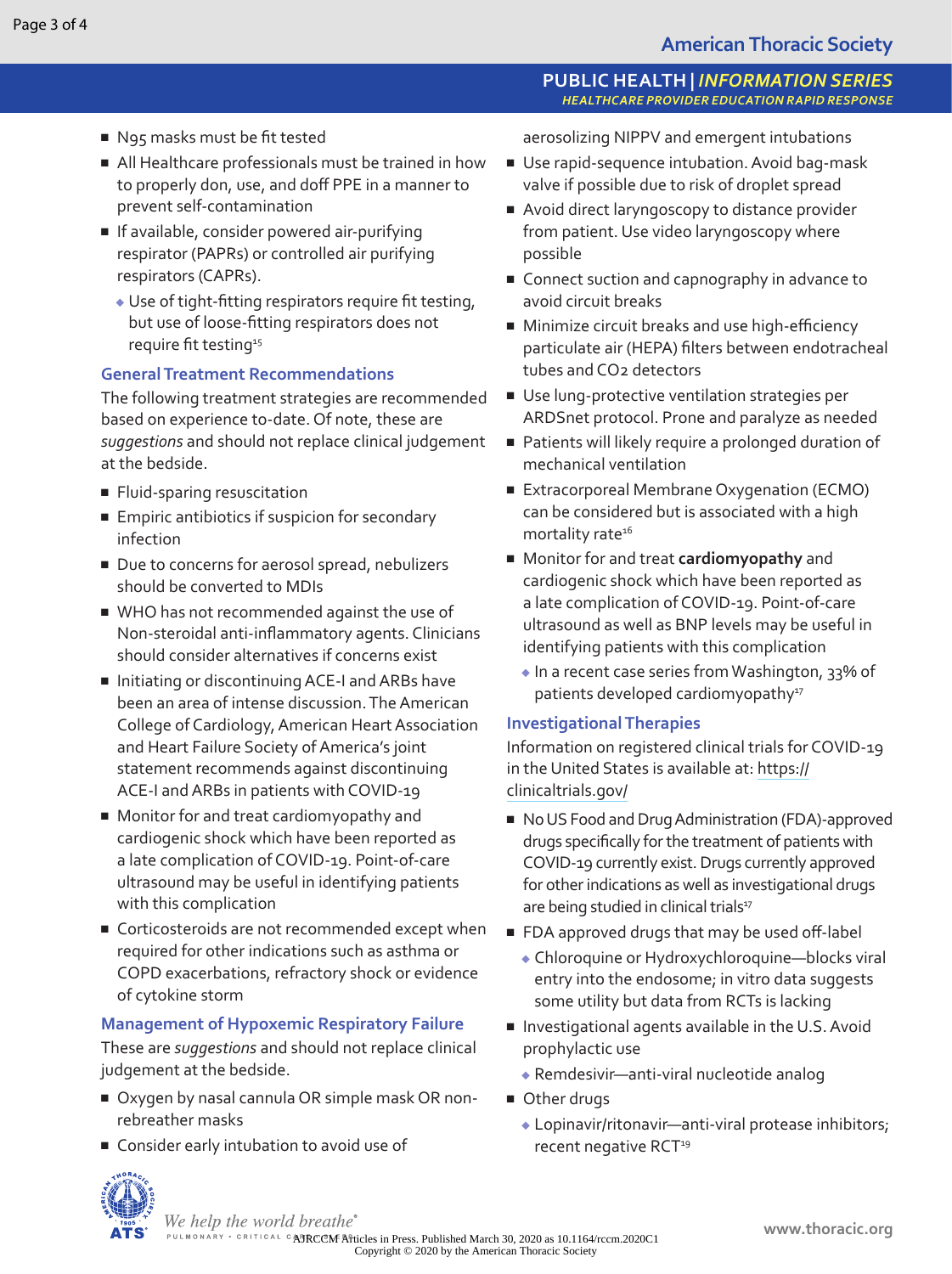- N95 masks must be fit tested
- All Healthcare professionals must be trained in how to properly don, use, and doff PPE in a manner to prevent self-contamination
- If available, consider powered air-purifying respirator (PAPRs) or controlled air purifying respirators (CAPRs).
  - Use of tight-fitting respirators require fit testing, but use of loose-fitting respirators does not require fit testing[15]

### General Treatment Recommendations

The following treatment strategies are recommended based on experience to-date. Of note, these are *suggestions* and should not replace clinical judgement at the bedside.

- Fluid-sparing resuscitation
- Empiric antibiotics if suspicion for secondary infection
- Due to concerns for aerosol spread, nebulizers should be converted to MDIs
- WHO has not recommended against the use of Non-steroidal anti-inflammatory agents. Clinicians should consider alternatives if concerns exist
- Initiating or discontinuing ACE-I and ARBs have been an area of intense discussion. The American College of Cardiology, American Heart Association and Heart Failure Society of America's joint statement recommends against discontinuing ACE-I and ARBs in patients with COVID-19
- Monitor for and treat cardiomyopathy and cardiogenic shock which have been reported as a late complication of COVID-19. Point-of-care ultrasound may be useful in identifying patients with this complication
- Corticosteroids are not recommended except when required for other indications such as asthma or COPD exacerbations, refractory shock or evidence of cytokine storm

### Management of Hypoxemic Respiratory Failure

These are *suggestions* and should not replace clinical judgement at the bedside.

- Oxygen by nasal cannula OR simple mask OR non-rebreather masks
- Consider early intubation to avoid use of aerosolizing NIPPV and emergent intubations
- Use rapid-sequence intubation. Avoid bag-mask valve if possible due to risk of droplet spread
- Avoid direct laryngoscopy to distance provider from patient. Use video laryngoscopy where possible
- Connect suction and capnography in advance to avoid circuit breaks
- Minimize circuit breaks and use high-efficiency particulate air (HEPA) filters between endotracheal tubes and $CO_2$ detectors
- Use lung-protective ventilation strategies per ARDSnet protocol. Prone and paralyze as needed
- Patients will likely require a prolonged duration of mechanical ventilation
- Extracorporeal Membrane Oxygenation (ECMO) can be considered but is associated with a high mortality rate[16]
- Monitor for and treat **cardiomyopathy** and cardiogenic shock which have been reported as a late complication of COVID-19. Point-of-care ultrasound as well as BNP levels may be useful in identifying patients with this complication
  - In a recent case series from Washington, 33% of patients developed cardiomyopathy[17]

### Investigational Therapies

Information on registered clinical trials for COVID-19 in the United States is available at: https://clinicaltrials.gov/

- No US Food and Drug Administration (FDA)-approved drugs specifically for the treatment of patients with COVID-19 currently exist. Drugs currently approved for other indications as well as investigational drugs are being studied in clinical trials[17]
- FDA approved drugs that may be used off-label
  - Chloroquine or Hydroxychloroquine—blocks viral entry into the endosome; in vitro data suggests some utility but data from RCTs is lacking
- Investigational agents available in the U.S. Avoid prophylactic use
  - Remdesivir—anti-viral nucleotide analog
- Other drugs
  - Lopinavir/ritonavir—anti-viral protease inhibitors; recent negative RCT[19]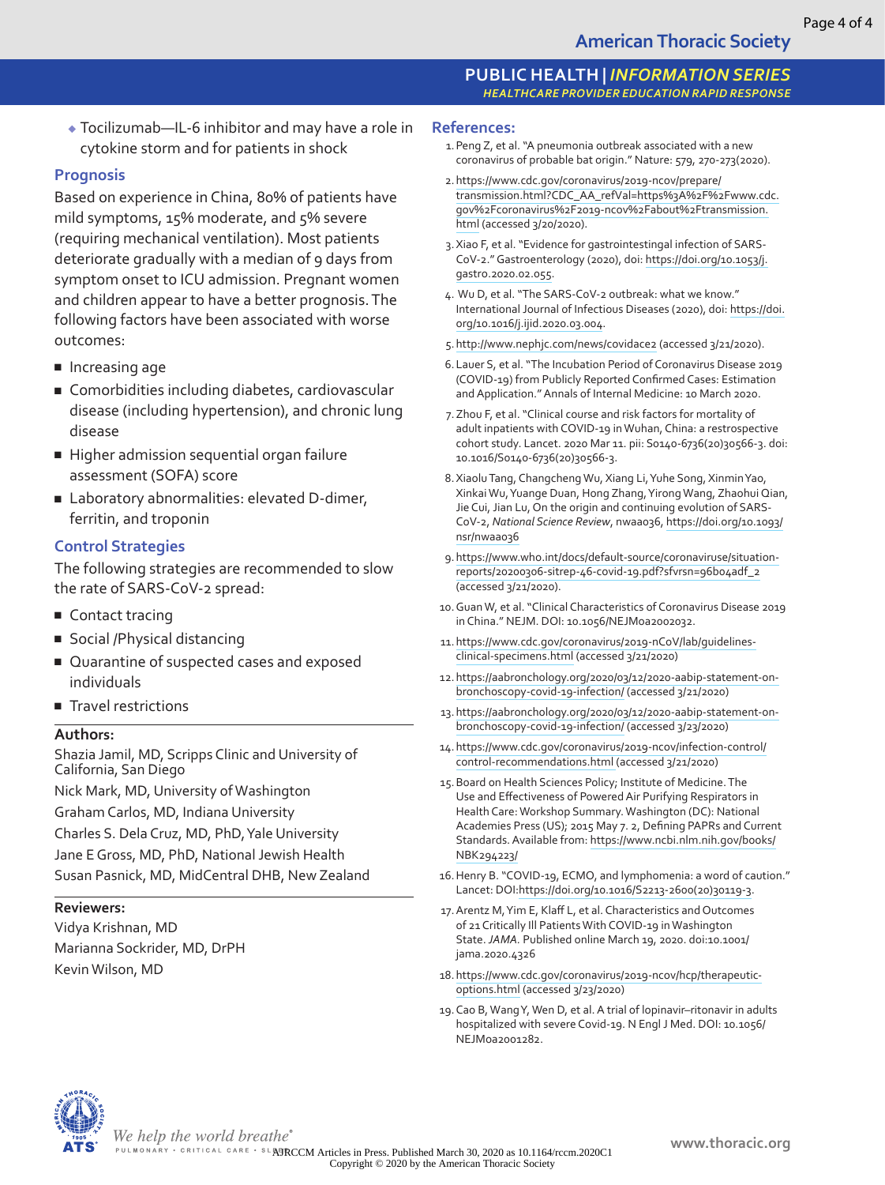- Tocilizumab—IL-6 inhibitor and may have a role in cytokine storm and for patients in shock

## Prognosis

Based on experience in China, 80% of patients have mild symptoms, 15% moderate, and 5% severe (requiring mechanical ventilation). Most patients deteriorate gradually with a median of 9 days from symptom onset to ICU admission. Pregnant women and children appear to have a better prognosis. The following factors have been associated with worse outcomes:

- Increasing age
- Comorbidities including diabetes, cardiovascular disease (including hypertension), and chronic lung disease
- Higher admission sequential organ failure assessment (SOFA) score
- Laboratory abnormalities: elevated D-dimer, ferritin, and troponin

## Control Strategies

The following strategies are recommended to slow the rate of SARS-CoV-2 spread:

- Contact tracing
- Social /Physical distancing
- Quarantine of suspected cases and exposed individuals
- Travel restrictions

**Authors:**

Shazia Jamil, MD, Scripps Clinic and University of California, San Diego
Nick Mark, MD, University of Washington
Graham Carlos, MD, Indiana University
Charles S. Dela Cruz, MD, PhD, Yale University
Jane E Gross, MD, PhD, National Jewish Health
Susan Pasnick, MD, MidCentral DHB, New Zealand

**Reviewers:**

Vidya Krishnan, MD
Marianna Sockrider, MD, DrPH
Kevin Wilson, MD

## References:

1. Peng Z, et al. "A pneumonia outbreak associated with a new coronavirus of probable bat origin." Nature: 579, 270-273(2020).
2. https://www.cdc.gov/coronavirus/2019-ncov/prepare/transmission.html?CDC_AA_refVal=https%3A%2F%2Fwww.cdc.gov%2Fcoronavirus%2F2019-ncov%2Fabout%2Ftransmission.html (accessed 3/20/2020).
3. Xiao F, et al. "Evidence for gastrointestingal infection of SARS-CoV-2." Gastroenterology (2020), doi: https://doi.org/10.1053/j.gastro.2020.02.055.
4. Wu D, et al. "The SARS-CoV-2 outbreak: what we know." International Journal of Infectious Diseases (2020), doi: https://doi.org/10.1016/j.ijid.2020.03.004.
5. http://www.nephjc.com/news/covidace2 (accessed 3/21/2020).
6. Lauer S, et al. "The Incubation Period of Coronavirus Disease 2019 (COVID-19) from Publicly Reported Confirmed Cases: Estimation and Application." Annals of Internal Medicine: 10 March 2020.
7. Zhou F, et al. "Clinical course and risk factors for mortality of adult inpatients with COVID-19 in Wuhan, China: a restrospective cohort study. Lancet. 2020 Mar 11. pii: S0140-6736(20)30566-3. doi: 10.1016/S0140-6736(20)30566-3.
8. Xiaolu Tang, Changcheng Wu, Xiang Li, Yuhe Song, Xinmin Yao, Xinkai Wu, Yuange Duan, Hong Zhang, Yirong Wang, Zhaohui Qian, Jie Cui, Jian Lu, On the origin and continuing evolution of SARS-CoV-2, *National Science Review*, nwaa036, https://doi.org/10.1093/nsr/nwaa036
9. https://www.who.int/docs/default-source/coronaviruse/situation-reports/20200306-sitrep-46-covid-19.pdf?sfvrsn=96b04adf_2 (accessed 3/21/2020).
10. Guan W, et al. "Clinical Characteristics of Coronavirus Disease 2019 in China." NEJM. DOI: 10.1056/NEJMoa2002032.
11. https://www.cdc.gov/coronavirus/2019-nCoV/lab/guidelines-clinical-specimens.html (accessed 3/21/2020)
12. https://aabronchology.org/2020/03/12/2020-aabip-statement-on-bronchoscopy-covid-19-infection/ (accessed 3/21/2020)
13. https://aabronchology.org/2020/03/12/2020-aabip-statement-on-bronchoscopy-covid-19-infection/ (accessed 3/23/2020)
14. https://www.cdc.gov/coronavirus/2019-ncov/infection-control/control-recommendations.html (accessed 3/21/2020)
15. Board on Health Sciences Policy; Institute of Medicine. The Use and Effectiveness of Powered Air Purifying Respirators in Health Care: Workshop Summary. Washington (DC): National Academies Press (US); 2015 May 7. 2, Defining PAPRs and Current Standards. Available from: https://www.ncbi.nlm.nih.gov/books/NBK294223/
16. Henry B. "COVID-19, ECMO, and lymphomenia: a word of caution." Lancet: DOI:https://doi.org/10.1016/S2213-2600(20)30119-3.
17. Arentz M, Yim E, Klaff L, et al. Characteristics and Outcomes of 21 Critically Ill Patients With COVID-19 in Washington State. *JAMA*. Published online March 19, 2020. doi:10.1001/jama.2020.4326
18. https://www.cdc.gov/coronavirus/2019-ncov/hcp/therapeutic-options.html (accessed 3/23/2020)
19. Cao B, Wang Y, Wen D, et al. A trial of lopinavir–ritonavir in adults hospitalized with severe Covid-19. N Engl J Med. DOI: 10.1056/NEJMoa2001282.

AJRCCM Articles in Press. Published March 30, 2020 as 10.1164/rccm.2020C1
Copyright © 2020 by the American Thoracic Society